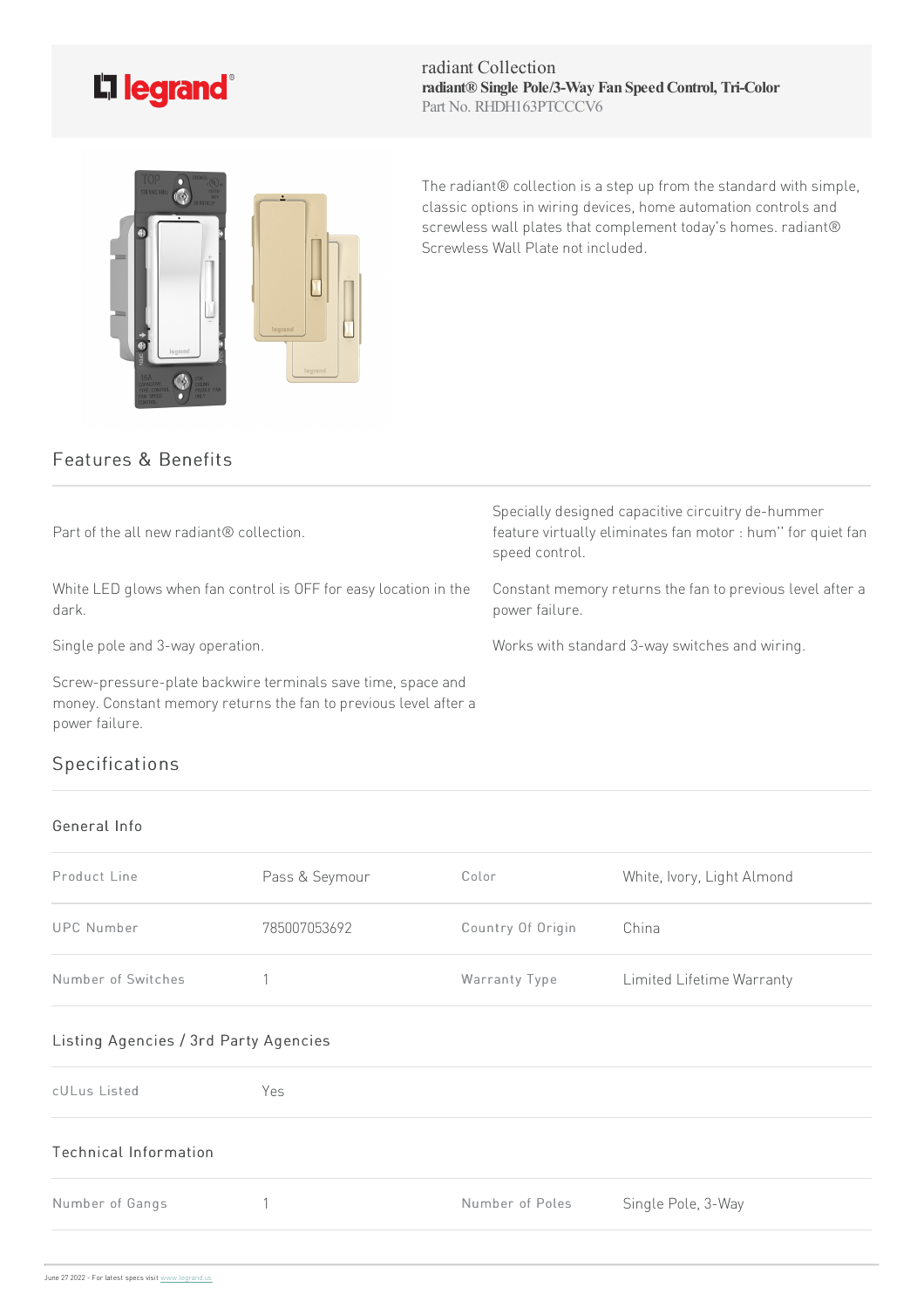legrand®

radiant Collection

**radiant® Single Pole/3-Way Fan Speed Control, Tri-Color**

Part No. RHDH163PTCCCV6

The radiant® collection is a step up from the standard with simple, classic options in wiring devices, home automation controls and screwless wall plates that complement today's homes. radiant® Screwless Wall Plate not included.

## Features & Benefits

Part of the all new radiant® collection.

Specially designed capacitive circuitry de-hummer feature virtually eliminates fan motor : hum'' for quiet fan speed control.

White LED glows when fan control is OFF for easy location in the dark.

Constant memory returns the fan to previous level after a power failure.

Single pole and 3-way operation.

Works with standard 3-way switches and wiring.

Screw-pressure-plate backwire terminals save time, space and money. Constant memory returns the fan to previous level after a power failure.

## Specifications

### General Info

| Product Line | Pass & Seymour | Color | White, Ivory, Light Almond |
|---|---|---|---|
| UPC Number | 785007053692 | Country Of Origin | China |
| Number of Switches | 1 | Warranty Type | Limited Lifetime Warranty |

### Listing Agencies / 3rd Party Agencies

| cULus Listed | Yes |
|---|---|

### Technical Information

| Number of Gangs | 1 | Number of Poles | Single Pole, 3-Way |
|---|---|---|---|

June 27 2022 - For latest specs visit www.legrand.us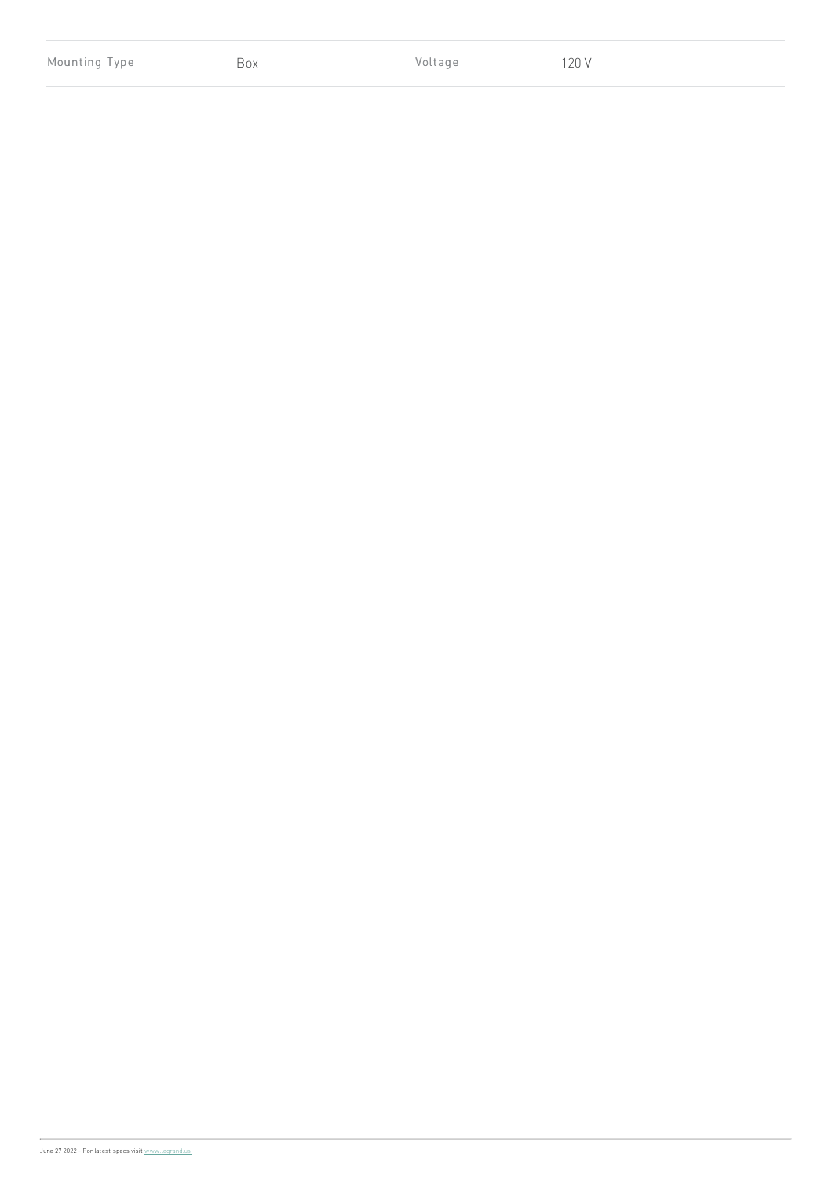| | | | |
|---|---|---|---|
| Mounting Type | Box | Voltage | 120 V |